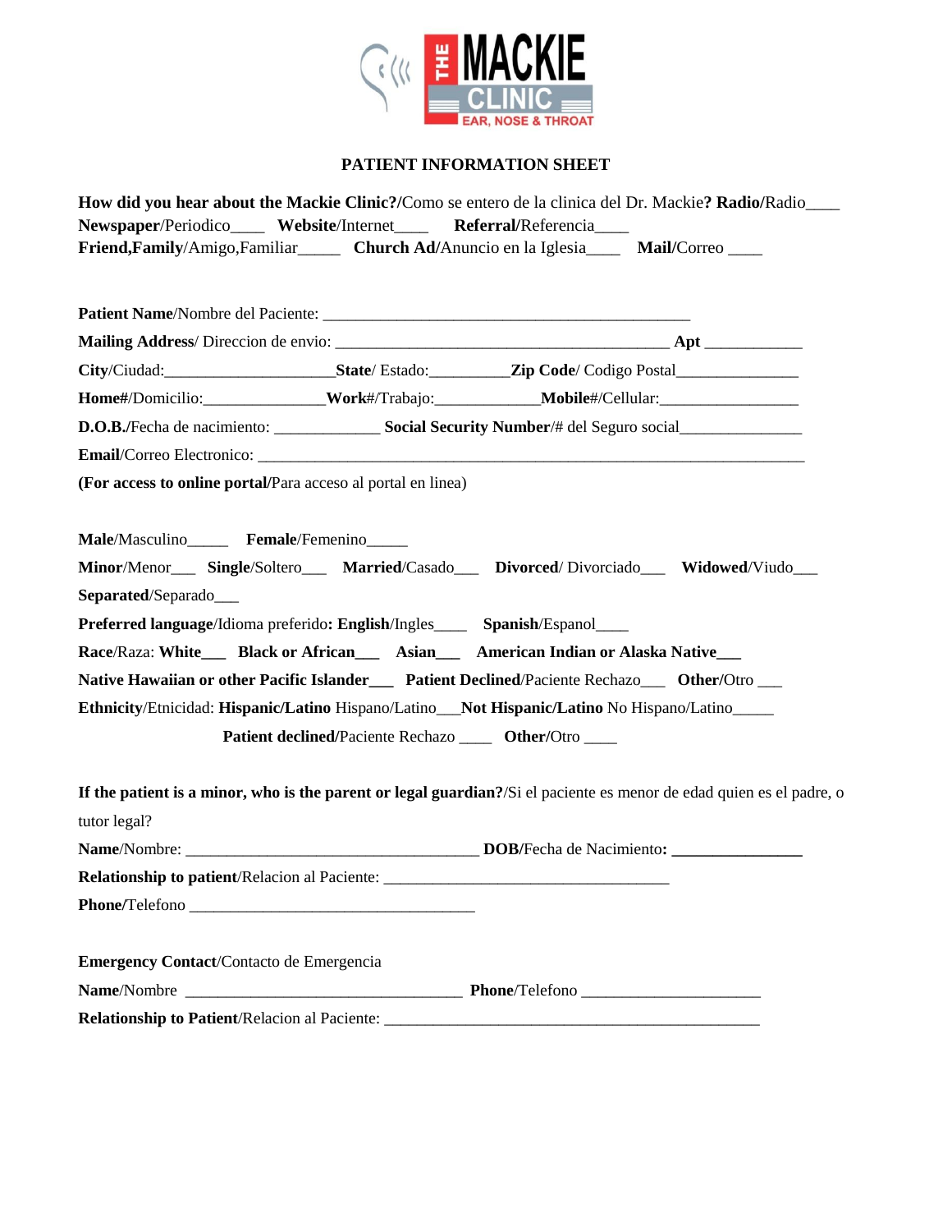THE MACKIE CLINIC
EAR, NOSE & THROAT

# PATIENT INFORMATION SHEET

**How did you hear about the Mackie Clinic?/**Como se entero de la clinica del Dr. Mackie**? Radio/**Radio____
**Newspaper**/Periodico____ **Website**/Internet____ **Referral**/Referencia____
**Friend,Family**/Amigo,Familiar_____ **Church Ad/**Anuncio en la Iglesia____ **Mail/**Correo ____

**Patient Name**/Nombre del Paciente: ______________________________________________

**Mailing Address**/ Direccion de envio: __________________________________________ **Apt** ____________

**City**/Ciudad:____________________**State**/ Estado:_________**Zip Code**/ Codigo Postal______________

**Home#**/Domicilio:______________**Work**#/Trabajo:____________**Mobile**#/Cellular:________________

**D.O.B./**Fecha de nacimiento: _____________ **Social Security Number**/# del Seguro social_______________

**Email**/Correo Electronico: ______________________________________________________________________

**(For access to online portal/**Para acceso al portal en linea)

**Male**/Masculino_____ **Female**/Femenino_____

**Minor**/Menor___ **Single**/Soltero___ **Married**/Casado___ **Divorced**/ Divorciado___ **Widowed**/Viudo___

**Separated**/Separado___

**Preferred language**/Idioma preferido**: English**/Ingles____ **Spanish**/Espanol____

**Race**/Raza: **White___ Black or African___ Asian___ American Indian or Alaska Native___**

**Native Hawaiian or other Pacific Islander___ Patient Declined**/Paciente Rechazo___ **Other**/Otro ___

**Ethnicity**/Etnicidad: **Hispanic/Latino** Hispano/Latino___**Not Hispanic/Latino** No Hispano/Latino_____

**Patient declined/**Paciente Rechazo ____ **Other/**Otro ____

**If the patient is a minor, who is the parent or legal guardian?**/Si el paciente es menor de edad quien es el padre, o tutor legal?

**Name**/Nombre: ____________________________________ **DOB/**Fecha de Nacimiento**: _______________**

**Relationship to patient**/Relacion al Paciente: ___________________________________

**Phone/**Telefono ___________________________________

**Emergency Contact**/Contacto de Emergencia

**Name**/Nombre __________________________________ **Phone**/Telefono _____________________

**Relationship to Patient**/Relacion al Paciente: ________________________________________________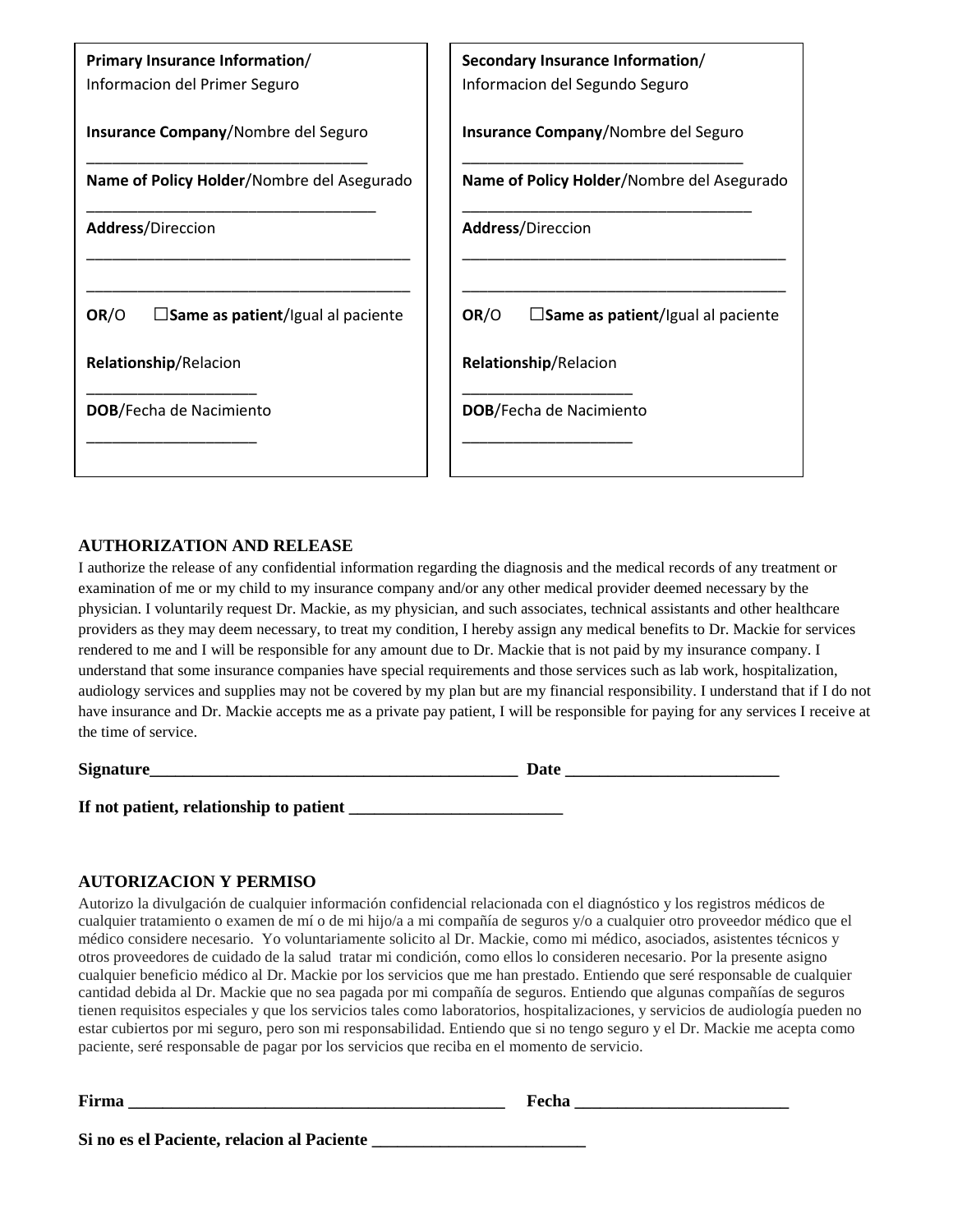**Primary Insurance Information**/
Informacion del Primer Seguro

**Insurance Company**/Nombre del Seguro

_______________________________

**Name of Policy Holder**/Nombre del Asegurado

________________________________

**Address**/Direccion

____________________________________

____________________________________

**OR**/O ☐**Same as patient**/Igual al paciente

**Relationship**/Relacion

___________________

**DOB**/Fecha de Nacimiento

___________________

**Secondary Insurance Information**/
Informacion del Segundo Seguro

**Insurance Company**/Nombre del Seguro

_______________________________

**Name of Policy Holder**/Nombre del Asegurado

________________________________

**Address**/Direccion

____________________________________

____________________________________

**OR**/O ☐**Same as patient**/Igual al paciente

**Relationship**/Relacion

___________________

**DOB**/Fecha de Nacimiento

___________________

## AUTHORIZATION AND RELEASE

I authorize the release of any confidential information regarding the diagnosis and the medical records of any treatment or examination of me or my child to my insurance company and/or any other medical provider deemed necessary by the physician. I voluntarily request Dr. Mackie, as my physician, and such associates, technical assistants and other healthcare providers as they may deem necessary, to treat my condition, I hereby assign any medical benefits to Dr. Mackie for services rendered to me and I will be responsible for any amount due to Dr. Mackie that is not paid by my insurance company. I understand that some insurance companies have special requirements and those services such as lab work, hospitalization, audiology services and supplies may not be covered by my plan but are my financial responsibility. I understand that if I do not have insurance and Dr. Mackie accepts me as a private pay patient, I will be responsible for paying for any services I receive at the time of service.

**Signature___________________________________________ Date ________________________**

**If not patient, relationship to patient ________________________**

## AUTORIZACION Y PERMISO

Autorizo la divulgación de cualquier información confidencial relacionada con el diagnóstico y los registros médicos de cualquier tratamiento o examen de mí o de mi hijo/a a mi compañía de seguros y/o a cualquier otro proveedor médico que el médico considere necesario. Yo voluntariamente solicito al Dr. Mackie, como mi médico, asociados, asistentes técnicos y otros proveedores de cuidado de la salud tratar mi condición, como ellos lo consideren necesario. Por la presente asigno cualquier beneficio médico al Dr. Mackie por los servicios que me han prestado. Entiendo que seré responsable de cualquier cantidad debida al Dr. Mackie que no sea pagada por mi compañía de seguros. Entiendo que algunas compañías de seguros tienen requisitos especiales y que los servicios tales como laboratorios, hospitalizaciones, y servicios de audiología pueden no estar cubiertos por mi seguro, pero son mi responsabilidad. Entiendo que si no tengo seguro y el Dr. Mackie me acepta como paciente, seré responsable de pagar por los servicios que reciba en el momento de servicio.

**Firma ____________________________________________ Fecha ________________________**

**Si no es el Paciente, relacion al Paciente ________________________**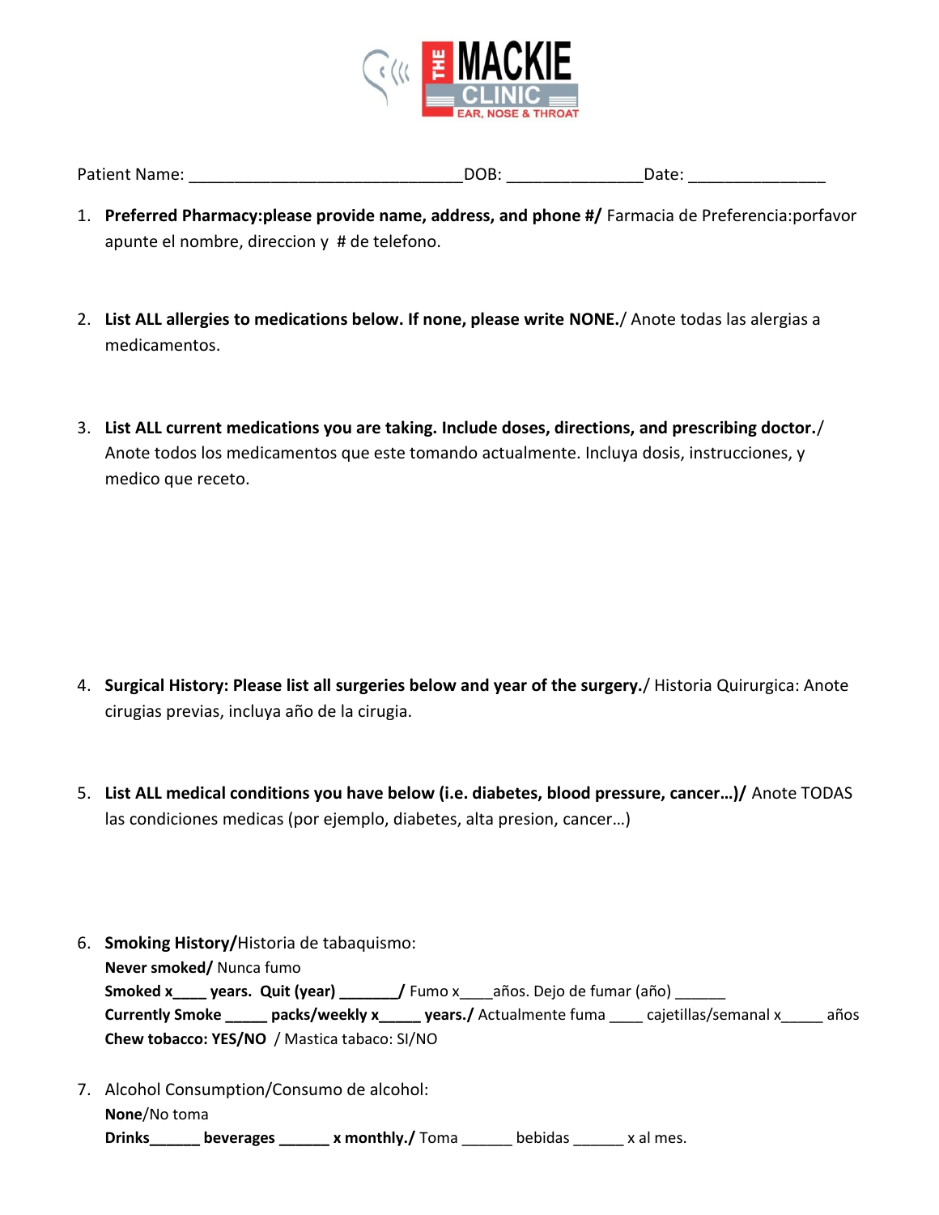THE MACKIE CLINIC
EAR, NOSE & THROAT

Patient Name: ______________________________DOB: ______________Date: _______________

1. **Preferred Pharmacy:please provide name, address, and phone #/** Farmacia de Preferencia:porfavor apunte el nombre, direccion y # de telefono.

2. **List ALL allergies to medications below. If none, please write NONE.**/ Anote todas las alergias a medicamentos.

3. **List ALL current medications you are taking. Include doses, directions, and prescribing doctor.**/ Anote todos los medicamentos que este tomando actualmente. Incluya dosis, instrucciones, y medico que receto.

4. **Surgical History: Please list all surgeries below and year of the surgery.**/ Historia Quirurgica: Anote cirugias previas, incluya año de la cirugia.

5. **List ALL medical conditions you have below (i.e. diabetes, blood pressure, cancer…)/** Anote TODAS las condiciones medicas (por ejemplo, diabetes, alta presion, cancer…)

6. **Smoking History/**Historia de tabaquismo:
   **Never smoked/** Nunca fumo
   **Smoked x____ years. Quit (year) _______/** Fumo x____años. Dejo de fumar (año) ______
   **Currently Smoke _____ packs/weekly x_____ years./** Actualmente fuma ____ cajetillas/semanal x_____ años
   **Chew tobacco: YES/NO** / Mastica tabaco: SI/NO

7. Alcohol Consumption/Consumo de alcohol:
   **None**/No toma
   **Drinks______ beverages ______ x monthly./** Toma ______ bebidas ______ x al mes.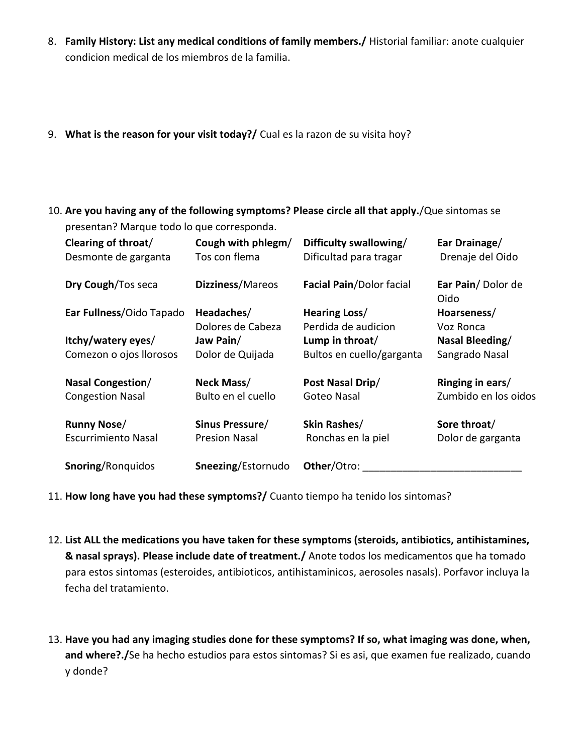8. **Family History: List any medical conditions of family members./** Historial familiar: anote cualquier condicion medical de los miembros de la familia.

9. **What is the reason for your visit today?/** Cual es la razon de su visita hoy?

10. **Are you having any of the following symptoms? Please circle all that apply.**/Que sintomas se presentan? Marque todo lo que corresponda.

| | | | |
|---|---|---|---|
| **Clearing of throat**/ Desmonte de garganta | **Cough with phlegm**/ Tos con flema | **Difficulty swallowing**/ Dificultad para tragar | **Ear Drainage**/ Drenaje del Oido |
| **Dry Cough**/Tos seca | **Dizziness**/Mareos | **Facial Pain**/Dolor facial | **Ear Pain**/ Dolor de Oido |
| **Ear Fullness**/Oido Tapado | **Headaches**/ Dolores de Cabeza | **Hearing Loss**/ Perdida de audicion | **Hoarseness**/ Voz Ronca |
| **Itchy/watery eyes**/ Comezon o ojos llorosos | **Jaw Pain**/ Dolor de Quijada | **Lump in throat**/ Bultos en cuello/garganta | **Nasal Bleeding**/ Sangrado Nasal |
| **Nasal Congestion**/ Congestion Nasal | **Neck Mass**/ Bulto en el cuello | **Post Nasal Drip**/ Goteo Nasal | **Ringing in ears**/ Zumbido en los oidos |
| **Runny Nose**/ Escurrimiento Nasal | **Sinus Pressure**/ Presion Nasal | **Skin Rashes**/ Ronchas en la piel | **Sore throat**/ Dolor de garganta |
| **Snoring**/Ronquidos | **Sneezing**/Estornudo | **Other**/Otro: ____________________________ | |

11. **How long have you had these symptoms?/** Cuanto tiempo ha tenido los sintomas?

12. **List ALL the medications you have taken for these symptoms (steroids, antibiotics, antihistamines, & nasal sprays). Please include date of treatment./** Anote todos los medicamentos que ha tomado para estos sintomas (esteroides, antibioticos, antihistaminicos, aerosoles nasals). Porfavor incluya la fecha del tratamiento.

13. **Have you had any imaging studies done for these symptoms? If so, what imaging was done, when, and where?./**Se ha hecho estudios para estos sintomas? Si es asi, que examen fue realizado, cuando y donde?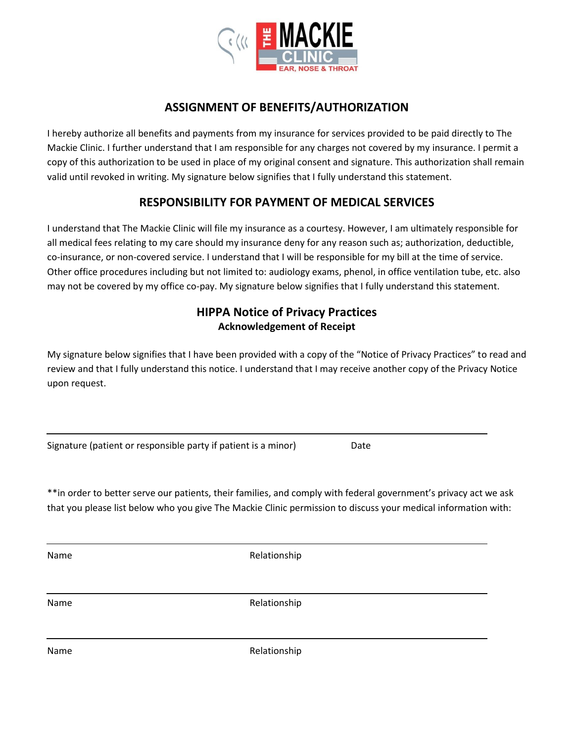THE MACKIE CLINIC
EAR, NOSE & THROAT

## ASSIGNMENT OF BENEFITS/AUTHORIZATION

I hereby authorize all benefits and payments from my insurance for services provided to be paid directly to The Mackie Clinic. I further understand that I am responsible for any charges not covered by my insurance. I permit a copy of this authorization to be used in place of my original consent and signature. This authorization shall remain valid until revoked in writing. My signature below signifies that I fully understand this statement.

## RESPONSIBILITY FOR PAYMENT OF MEDICAL SERVICES

I understand that The Mackie Clinic will file my insurance as a courtesy. However, I am ultimately responsible for all medical fees relating to my care should my insurance deny for any reason such as; authorization, deductible, co-insurance, or non-covered service. I understand that I will be responsible for my bill at the time of service. Other office procedures including but not limited to: audiology exams, phenol, in office ventilation tube, etc. also may not be covered by my office co-pay. My signature below signifies that I fully understand this statement.

## HIPPA Notice of Privacy Practices

### Acknowledgement of Receipt

My signature below signifies that I have been provided with a copy of the "Notice of Privacy Practices" to read and review and that I fully understand this notice. I understand that I may receive another copy of the Privacy Notice upon request.

_______________________________________________________________

Signature (patient or responsible party if patient is a minor)                    Date

**in order to better serve our patients, their families, and comply with federal government's privacy act we ask that you please list below who you give The Mackie Clinic permission to discuss your medical information with:

_______________________________________________________________

Name                                        Relationship

_______________________________________________________________

Name                                        Relationship

_______________________________________________________________

Name                                        Relationship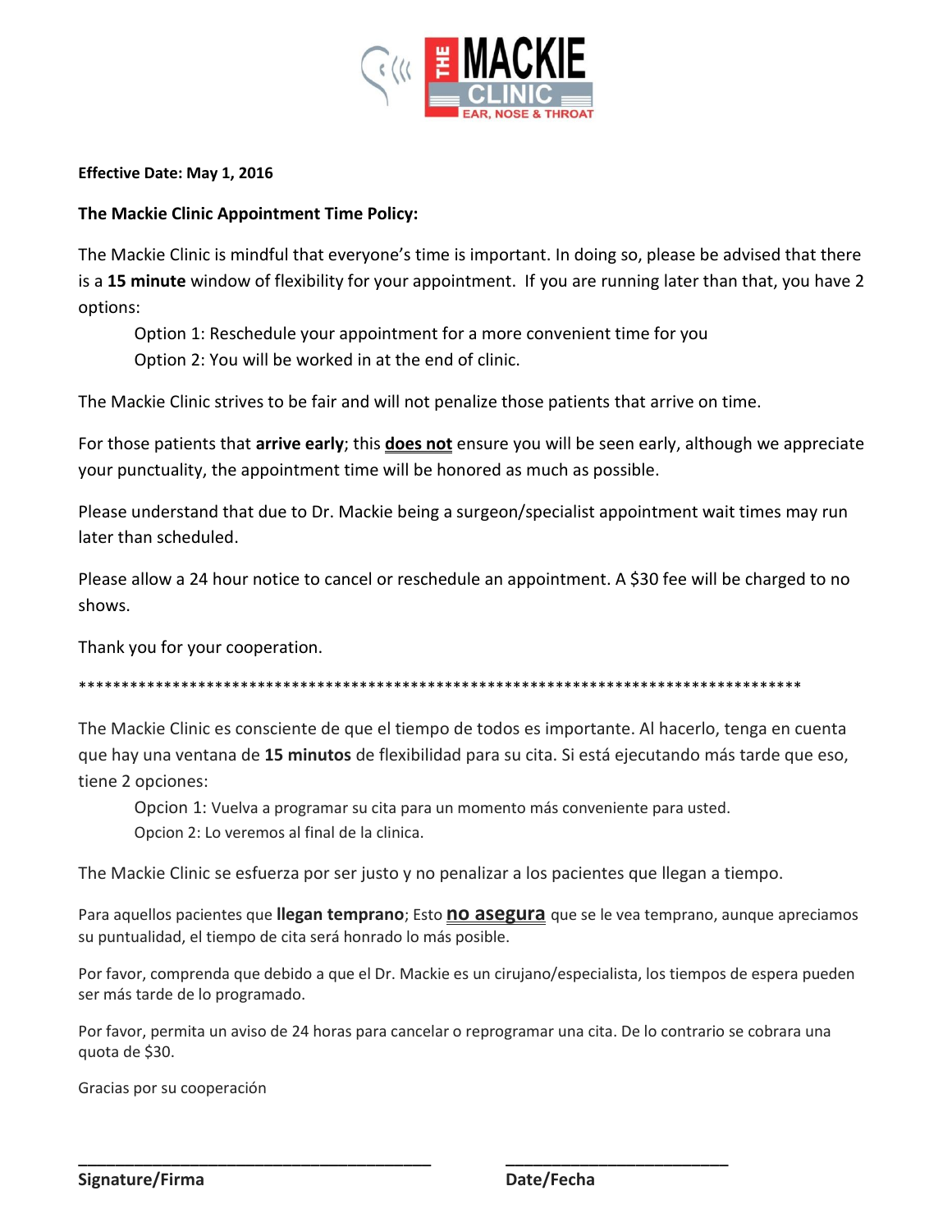**THE MACKIE CLINIC**
EAR, NOSE & THROAT

**Effective Date: May 1, 2016**

**The Mackie Clinic Appointment Time Policy:**

The Mackie Clinic is mindful that everyone's time is important. In doing so, please be advised that there is a **15 minute** window of flexibility for your appointment. If you are running later than that, you have 2 options:

Option 1: Reschedule your appointment for a more convenient time for you
Option 2: You will be worked in at the end of clinic.

The Mackie Clinic strives to be fair and will not penalize those patients that arrive on time.

For those patients that **arrive early**; this **does not** ensure you will be seen early, although we appreciate your punctuality, the appointment time will be honored as much as possible.

Please understand that due to Dr. Mackie being a surgeon/specialist appointment wait times may run later than scheduled.

Please allow a 24 hour notice to cancel or reschedule an appointment. A $30 fee will be charged to no shows.

Thank you for your cooperation.

*****************************************************************************************

The Mackie Clinic es consciente de que el tiempo de todos es importante. Al hacerlo, tenga en cuenta que hay una ventana de **15 minutos** de flexibilidad para su cita. Si está ejecutando más tarde que eso, tiene 2 opciones:

Opcion 1: Vuelva a programar su cita para un momento más conveniente para usted.
Opcion 2: Lo veremos al final de la clinica.

The Mackie Clinic se esfuerza por ser justo y no penalizar a los pacientes que llegan a tiempo.

Para aquellos pacientes que **llegan temprano**; Esto **no asegura** que se le vea temprano, aunque apreciamos su puntualidad, el tiempo de cita será honrado lo más posible.

Por favor, comprenda que debido a que el Dr. Mackie es un cirujano/especialista, los tiempos de espera pueden ser más tarde de lo programado.

Por favor, permita un aviso de 24 horas para cancelar o reprogramar una cita. De lo contrario se cobrara una quota de $30.

Gracias por su cooperación

_______________________________________ _________________________

**Signature/Firma** **Date/Fecha**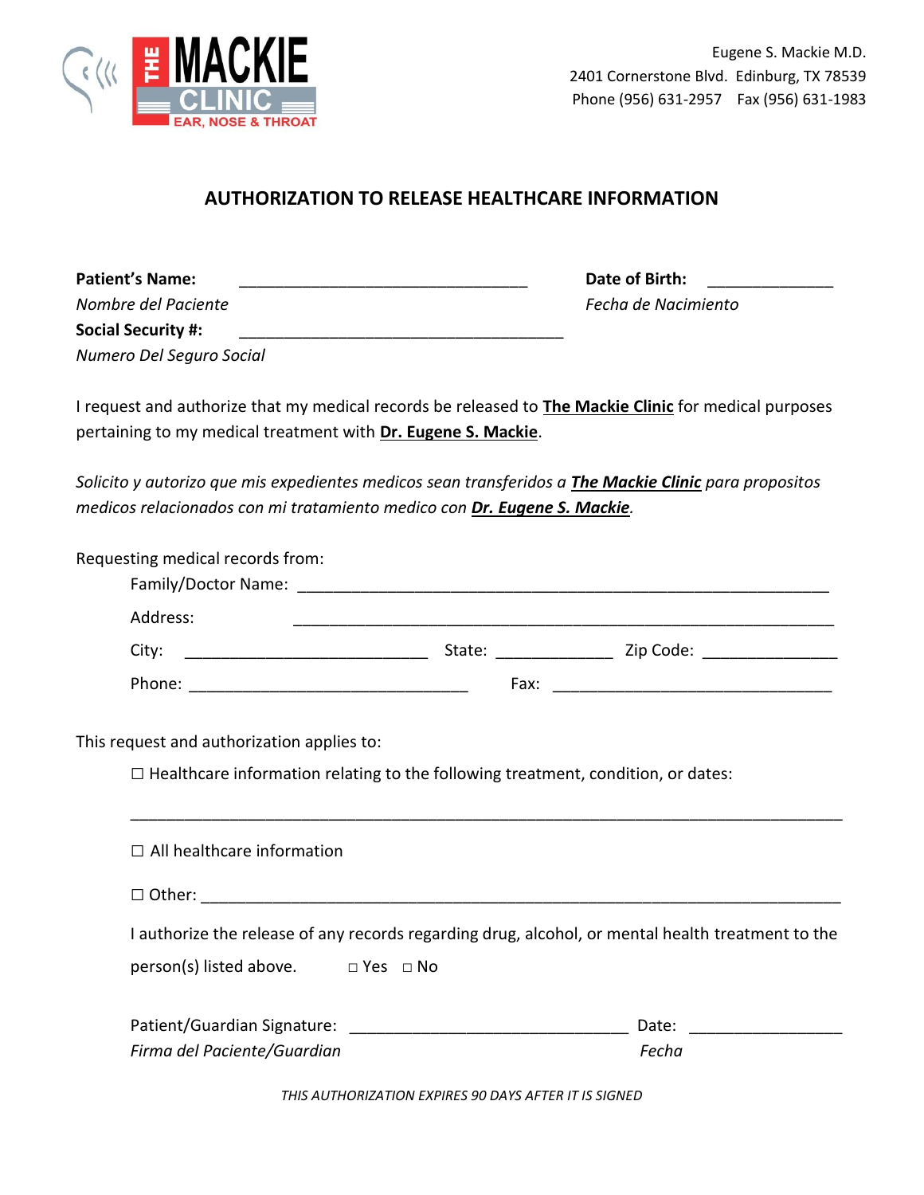**THE MACKIE CLINIC**
EAR, NOSE & THROAT

Eugene S. Mackie M.D.
2401 Cornerstone Blvd. Edinburg, TX 78539
Phone (956) 631-2957 Fax (956) 631-1983

## AUTHORIZATION TO RELEASE HEALTHCARE INFORMATION

**Patient's Name:** ________________________________ **Date of Birth:** ______________
*Nombre del Paciente* *Fecha de Nacimiento*
**Social Security #:** ____________________________________
*Numero Del Seguro Social*

I request and authorize that my medical records be released to **The Mackie Clinic** for medical purposes pertaining to my medical treatment with **Dr. Eugene S. Mackie**.

*Solicito y autorizo que mis expedientes medicos sean transferidos a* ***The Mackie Clinic*** *para propositos medicos relacionados con mi tratamiento medico con* ***Dr. Eugene S. Mackie****.*

Requesting medical records from:

Family/Doctor Name: ____________________________________________________________

Address: ____________________________________________________________

City: ___________________________ State: _____________ Zip Code: _______________

Phone: _______________________________ Fax: _______________________________

This request and authorization applies to:

☐ Healthcare information relating to the following treatment, condition, or dates:

________________________________________________________________________________

☐ All healthcare information

☐ Other: ________________________________________________________________________

I authorize the release of any records regarding drug, alcohol, or mental health treatment to the person(s) listed above. ☐ Yes ☐ No

Patient/Guardian Signature: _______________________________ Date: _________________
*Firma del Paciente/Guardian* *Fecha*

*THIS AUTHORIZATION EXPIRES 90 DAYS AFTER IT IS SIGNED*